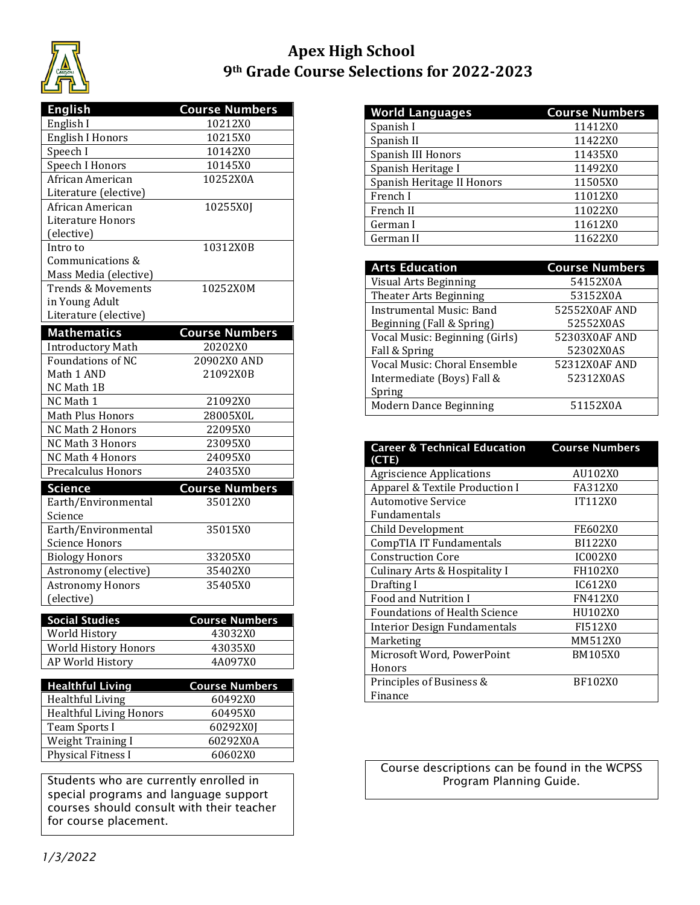# Apex High School
## 9th Grade Course Selections for 2022-2023

| English | Course Numbers |
|---|---|
| English I | 10212X0 |
| English I Honors | 10215X0 |
| Speech I | 10142X0 |
| Speech I Honors | 10145X0 |
| African American Literature (elective) | 10252X0A |
| African American Literature Honors (elective) | 10255X0J |
| Intro to Communications & Mass Media (elective) | 10312X0B |
| Trends & Movements in Young Adult Literature (elective) | 10252X0M |

| Mathematics | Course Numbers |
|---|---|
| Introductory Math | 20202X0 |
| Foundations of NC Math 1 AND NC Math 1B | 20902X0 AND 21092X0B |
| NC Math 1 | 21092X0 |
| Math Plus Honors | 28005X0L |
| NC Math 2 Honors | 22095X0 |
| NC Math 3 Honors | 23095X0 |
| NC Math 4 Honors | 24095X0 |
| Precalculus Honors | 24035X0 |

| Science | Course Numbers |
|---|---|
| Earth/Environmental Science | 35012X0 |
| Earth/Environmental Science Honors | 35015X0 |
| Biology Honors | 33205X0 |
| Astronomy (elective) | 35402X0 |
| Astronomy Honors (elective) | 35405X0 |

| Social Studies | Course Numbers |
|---|---|
| World History | 43032X0 |
| World History Honors | 43035X0 |
| AP World History | 4A097X0 |

| Healthful Living | Course Numbers |
|---|---|
| Healthful Living | 60492X0 |
| Healthful Living Honors | 60495X0 |
| Team Sports I | 60292X0J |
| Weight Training I | 60292X0A |
| Physical Fitness I | 60602X0 |

Students who are currently enrolled in special programs and language support courses should consult with their teacher for course placement.

| World Languages | Course Numbers |
|---|---|
| Spanish I | 11412X0 |
| Spanish II | 11422X0 |
| Spanish III Honors | 11435X0 |
| Spanish Heritage I | 11492X0 |
| Spanish Heritage II Honors | 11505X0 |
| French I | 11012X0 |
| French II | 11022X0 |
| German I | 11612X0 |
| German II | 11622X0 |

| Arts Education | Course Numbers |
|---|---|
| Visual Arts Beginning | 54152X0A |
| Theater Arts Beginning | 53152X0A |
| Instrumental Music: Band Beginning (Fall & Spring) | 52552X0AF AND 52552X0AS |
| Vocal Music: Beginning (Girls) Fall & Spring | 52303X0AF AND 52302X0AS |
| Vocal Music: Choral Ensemble Intermediate (Boys) Fall & Spring | 52312X0AF AND 52312X0AS |
| Modern Dance Beginning | 51152X0A |

| Career & Technical Education (CTE) | Course Numbers |
|---|---|
| Agriscience Applications | AU102X0 |
| Apparel & Textile Production I | FA312X0 |
| Automotive Service Fundamentals | IT112X0 |
| Child Development | FE602X0 |
| CompTIA IT Fundamentals | BI122X0 |
| Construction Core | IC002X0 |
| Culinary Arts & Hospitality I | FH102X0 |
| Drafting I | IC612X0 |
| Food and Nutrition I | FN412X0 |
| Foundations of Health Science | HU102X0 |
| Interior Design Fundamentals | FI512X0 |
| Marketing | MM512X0 |
| Microsoft Word, PowerPoint Honors | BM105X0 |
| Principles of Business & Finance | BF102X0 |

Course descriptions can be found in the WCPSS Program Planning Guide.

*1/3/2022*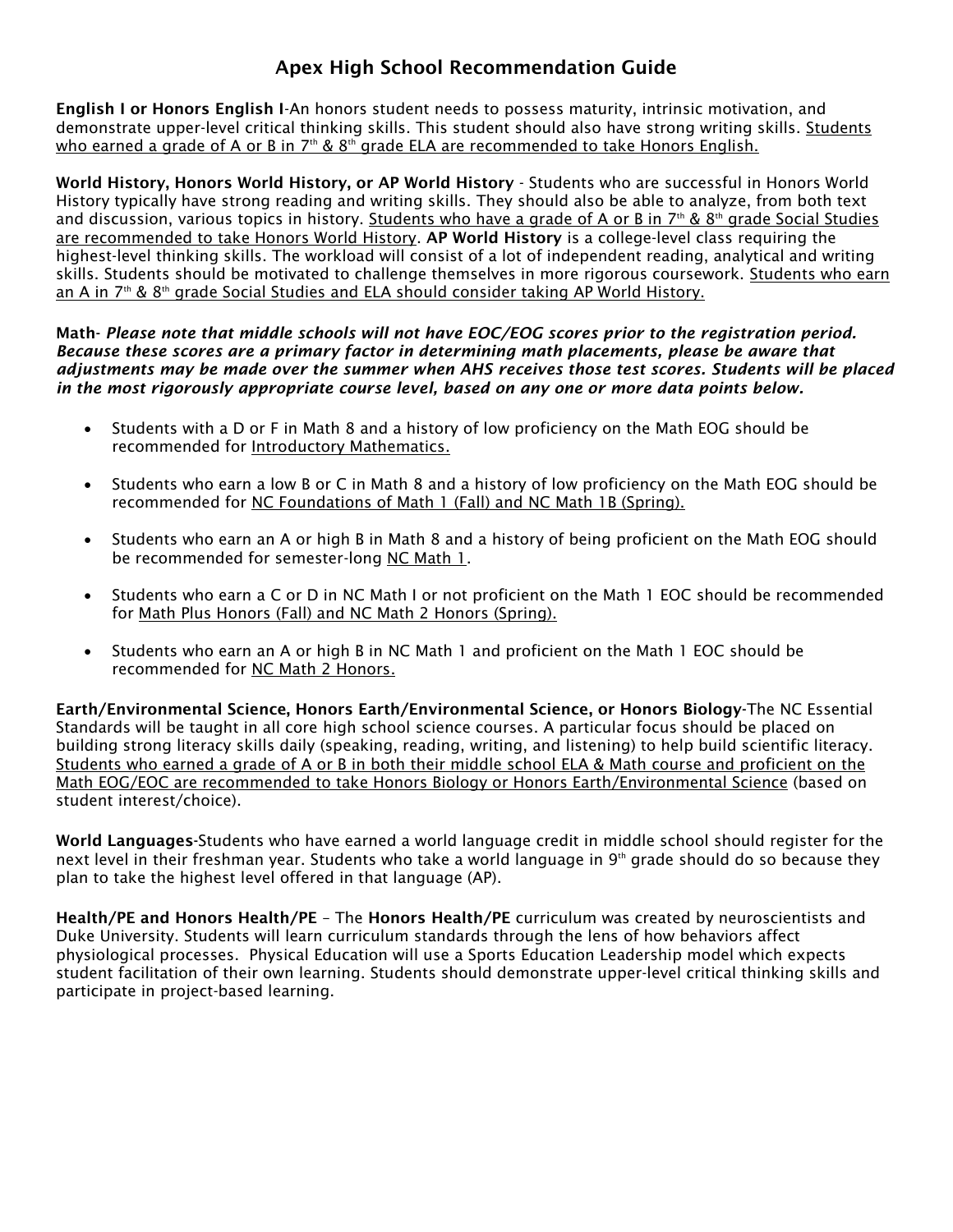# Apex High School Recommendation Guide

**English I or Honors English I**-An honors student needs to possess maturity, intrinsic motivation, and demonstrate upper-level critical thinking skills. This student should also have strong writing skills. <u>Students who earned a grade of A or B in 7th & 8th grade ELA are recommended to take Honors English.</u>

**World History, Honors World History, or AP World History** - Students who are successful in Honors World History typically have strong reading and writing skills. They should also be able to analyze, from both text and discussion, various topics in history. <u>Students who have a grade of A or B in 7th & 8th grade Social Studies are recommended to take Honors World History</u>. **AP World History** is a college-level class requiring the highest-level thinking skills. The workload will consist of a lot of independent reading, analytical and writing skills. Students should be motivated to challenge themselves in more rigorous coursework. <u>Students who earn an A in 7th & 8th grade Social Studies and ELA should consider taking AP World History.</u>

**Math**- ***Please note that middle schools will not have EOC/EOG scores prior to the registration period. Because these scores are a primary factor in determining math placements, please be aware that adjustments may be made over the summer when AHS receives those test scores. Students will be placed in the most rigorously appropriate course level, based on any one or more data points below.***

- Students with a D or F in Math 8 and a history of low proficiency on the Math EOG should be recommended for <u>Introductory Mathematics.</u>
- Students who earn a low B or C in Math 8 and a history of low proficiency on the Math EOG should be recommended for <u>NC Foundations of Math 1 (Fall) and NC Math 1B (Spring).</u>
- Students who earn an A or high B in Math 8 and a history of being proficient on the Math EOG should be recommended for semester-long <u>NC Math 1</u>.
- Students who earn a C or D in NC Math I or not proficient on the Math 1 EOC should be recommended for <u>Math Plus Honors (Fall) and NC Math 2 Honors (Spring).</u>
- Students who earn an A or high B in NC Math 1 and proficient on the Math 1 EOC should be recommended for <u>NC Math 2 Honors.</u>

**Earth/Environmental Science, Honors Earth/Environmental Science, or Honors Biology**-The NC Essential Standards will be taught in all core high school science courses. A particular focus should be placed on building strong literacy skills daily (speaking, reading, writing, and listening) to help build scientific literacy. <u>Students who earned a grade of A or B in both their middle school ELA & Math course and proficient on the Math EOG/EOC are recommended to take Honors Biology or Honors Earth/Environmental Science</u> (based on student interest/choice).

**World Languages**-Students who have earned a world language credit in middle school should register for the next level in their freshman year. Students who take a world language in 9th grade should do so because they plan to take the highest level offered in that language (AP).

**Health/PE and Honors Health/PE** – The **Honors Health/PE** curriculum was created by neuroscientists and Duke University. Students will learn curriculum standards through the lens of how behaviors affect physiological processes. Physical Education will use a Sports Education Leadership model which expects student facilitation of their own learning. Students should demonstrate upper-level critical thinking skills and participate in project-based learning.